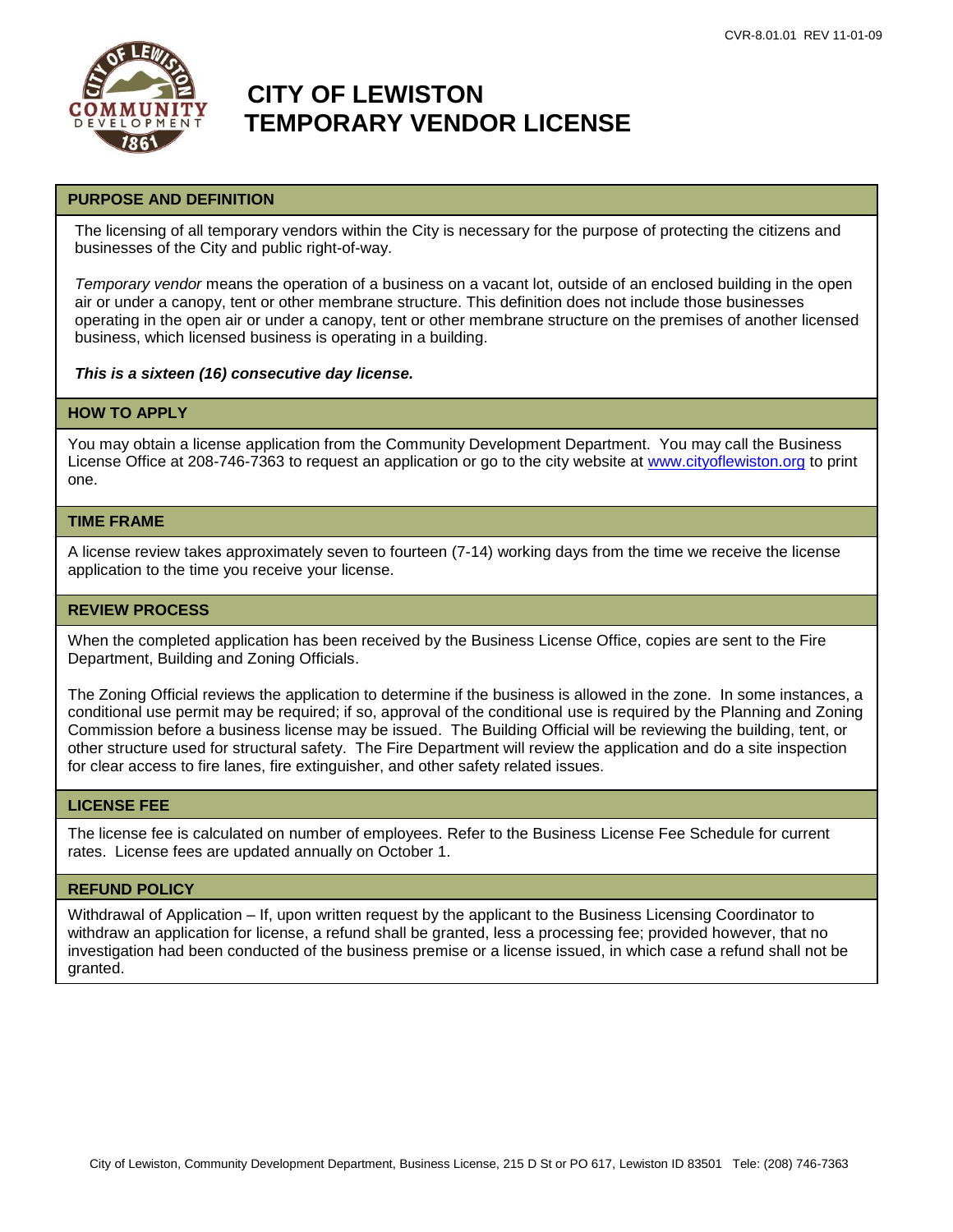# CITY OF LEWISTON
# TEMPORARY VENDOR LICENSE

## PURPOSE AND DEFINITION

The licensing of all temporary vendors within the City is necessary for the purpose of protecting the citizens and businesses of the City and public right-of-way.

*Temporary vendor* means the operation of a business on a vacant lot, outside of an enclosed building in the open air or under a canopy, tent or other membrane structure. This definition does not include those businesses operating in the open air or under a canopy, tent or other membrane structure on the premises of another licensed business, which licensed business is operating in a building.

***This is a sixteen (16) consecutive day license.***

## HOW TO APPLY

You may obtain a license application from the Community Development Department. You may call the Business License Office at 208-746-7363 to request an application or go to the city website at www.cityoflewiston.org to print one.

## TIME FRAME

A license review takes approximately seven to fourteen (7-14) working days from the time we receive the license application to the time you receive your license.

## REVIEW PROCESS

When the completed application has been received by the Business License Office, copies are sent to the Fire Department, Building and Zoning Officials.

The Zoning Official reviews the application to determine if the business is allowed in the zone. In some instances, a conditional use permit may be required; if so, approval of the conditional use is required by the Planning and Zoning Commission before a business license may be issued. The Building Official will be reviewing the building, tent, or other structure used for structural safety. The Fire Department will review the application and do a site inspection for clear access to fire lanes, fire extinguisher, and other safety related issues.

## LICENSE FEE

The license fee is calculated on number of employees. Refer to the Business License Fee Schedule for current rates. License fees are updated annually on October 1.

## REFUND POLICY

Withdrawal of Application – If, upon written request by the applicant to the Business Licensing Coordinator to withdraw an application for license, a refund shall be granted, less a processing fee; provided however, that no investigation had been conducted of the business premise or a license issued, in which case a refund shall not be granted.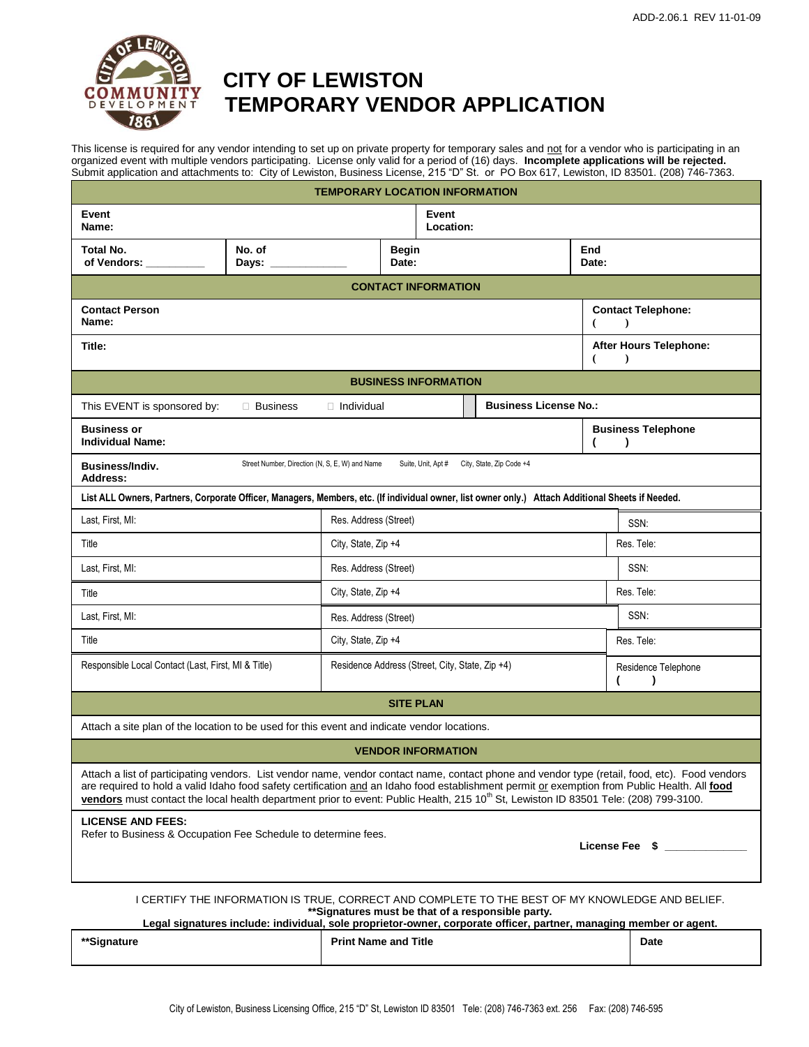ADD-2.06.1 REV 11-01-09

# CITY OF LEWISTON
# TEMPORARY VENDOR APPLICATION

This license is required for any vendor intending to set up on private property for temporary sales and not for a vendor who is participating in an organized event with multiple vendors participating. License only valid for a period of (16) days. **Incomplete applications will be rejected.** Submit application and attachments to: City of Lewiston, Business License, 215 "D" St. or PO Box 617, Lewiston, ID 83501. (208) 746-7363.

## TEMPORARY LOCATION INFORMATION

| | | | |
|---|---|---|---|
| **Event Name:** | | **Event Location:** | |
| **Total No. of Vendors:** __________ | **No. of Days:** _____________ | **Begin Date:** | **End Date:** |

## CONTACT INFORMATION

| | |
|---|---|
| **Contact Person Name:** | **Contact Telephone:** ( ) |
| **Title:** | **After Hours Telephone:** ( ) |

## BUSINESS INFORMATION

| | |
|---|---|
| This EVENT is sponsored by: ☐ Business ☐ Individual | **Business License No.:** |
| **Business or Individual Name:** | **Business Telephone** ( ) |
| **Business/Indiv. Address:** Street Number, Direction (N, S, E, W) and Name / Suite, Unit, Apt # / City, State, Zip Code +4 | |

**List ALL Owners, Partners, Corporate Officer, Managers, Members, etc. (If individual owner, list owner only.) Attach Additional Sheets if Needed.**

| | | |
|---|---|---|
| Last, First, MI: | Res. Address (Street) | SSN: |
| Title | City, State, Zip +4 | Res. Tele: |
| Last, First, MI: | Res. Address (Street) | SSN: |
| Title | City, State, Zip +4 | Res. Tele: |
| Last, First, MI: | Res. Address (Street) | SSN: |
| Title | City, State, Zip +4 | Res. Tele: |
| Responsible Local Contact (Last, First, MI & Title) | Residence Address (Street, City, State, Zip +4) | Residence Telephone ( ) |

## SITE PLAN

Attach a site plan of the location to be used for this event and indicate vendor locations.

## VENDOR INFORMATION

Attach a list of participating vendors. List vendor name, vendor contact name, contact phone and vendor type (retail, food, etc). Food vendors are required to hold a valid Idaho food safety certification and an Idaho food establishment permit or exemption from Public Health. All **food vendors** must contact the local health department prior to event: Public Health, 215 10th St, Lewiston ID 83501 Tele: (208) 799-3100.

**LICENSE AND FEES:**
Refer to Business & Occupation Fee Schedule to determine fees.

**License Fee $** ______________

I CERTIFY THE INFORMATION IS TRUE, CORRECT AND COMPLETE TO THE BEST OF MY KNOWLEDGE AND BELIEF.
**\*\*Signatures must be that of a responsible party.**
**Legal signatures include: individual, sole proprietor-owner, corporate officer, partner, managing member or agent.**

| **\*\*Signature** | **Print Name and Title** | **Date** |
|---|---|---|
| | | |

City of Lewiston, Business Licensing Office, 215 "D" St, Lewiston ID 83501 Tele: (208) 746-7363 ext. 256 Fax: (208) 746-595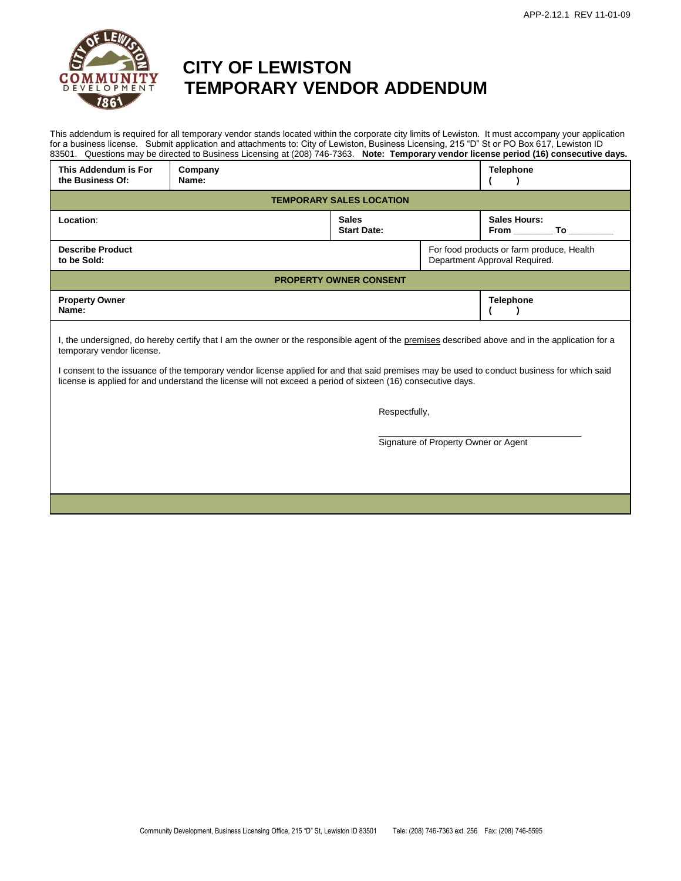APP-2.12.1 REV 11-01-09

# CITY OF LEWISTON
# TEMPORARY VENDOR ADDENDUM

This addendum is required for all temporary vendor stands located within the corporate city limits of Lewiston. It must accompany your application for a business license. Submit application and attachments to: City of Lewiston, Business Licensing, 215 "D" St or PO Box 617, Lewiston ID 83501. Questions may be directed to Business Licensing at (208) 746-7363. **Note: Temporary vendor license period (16) consecutive days.**

| **This Addendum is For the Business Of:** | **Company Name:** | | **Telephone** ( ) |
|---|---|---|---|
| **TEMPORARY SALES LOCATION** | | | |
| **Location:** | | **Sales Start Date:** | **Sales Hours:** From ________ To ________ |
| **Describe Product to be Sold:** | | For food products or farm produce, Health Department Approval Required. | |
| **PROPERTY OWNER CONSENT** | | | |
| **Property Owner Name:** | | | **Telephone** ( ) |

I, the undersigned, do hereby certify that I am the owner or the responsible agent of the premises described above and in the application for a temporary vendor license.

I consent to the issuance of the temporary vendor license applied for and that said premises may be used to conduct business for which said license is applied for and understand the license will not exceed a period of sixteen (16) consecutive days.

Respectfully,

______________________________________

Signature of Property Owner or Agent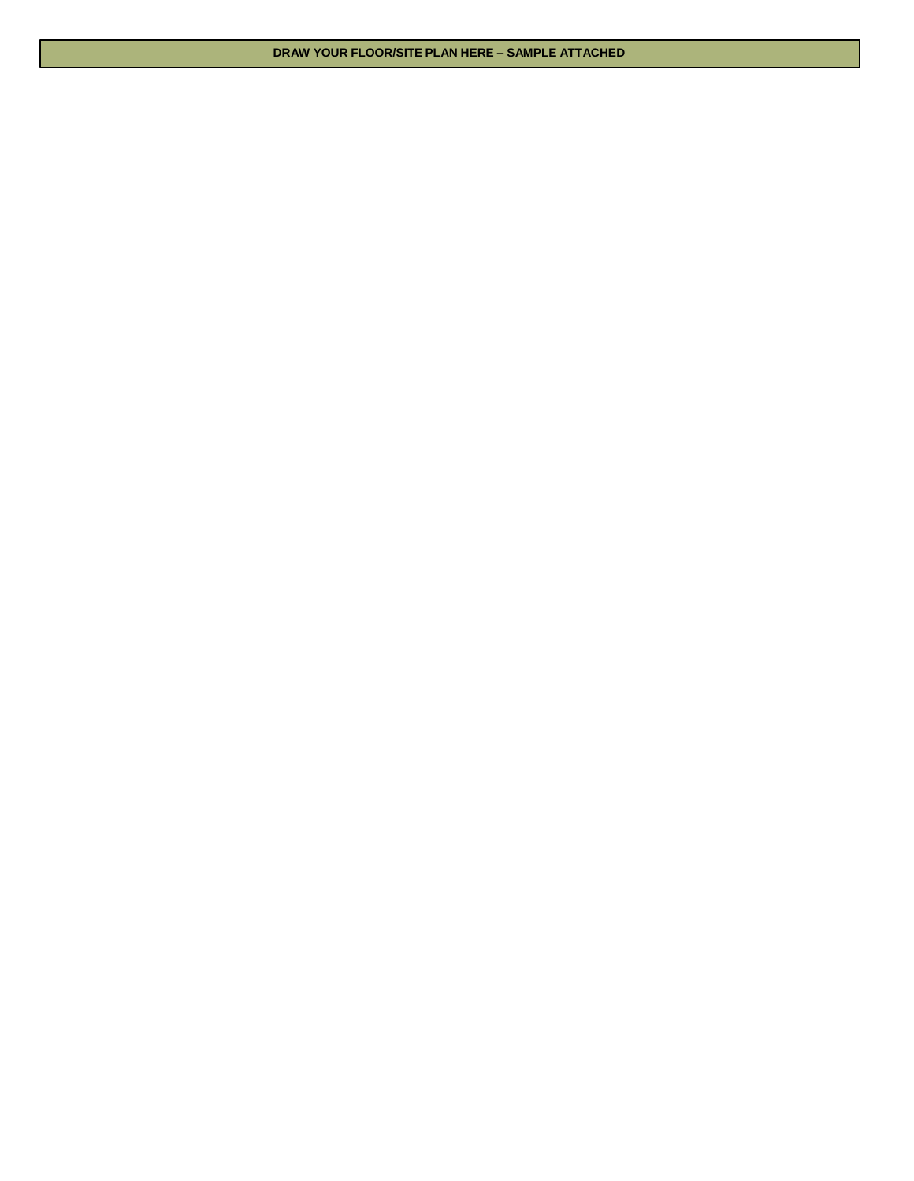**DRAW YOUR FLOOR/SITE PLAN HERE – SAMPLE ATTACHED**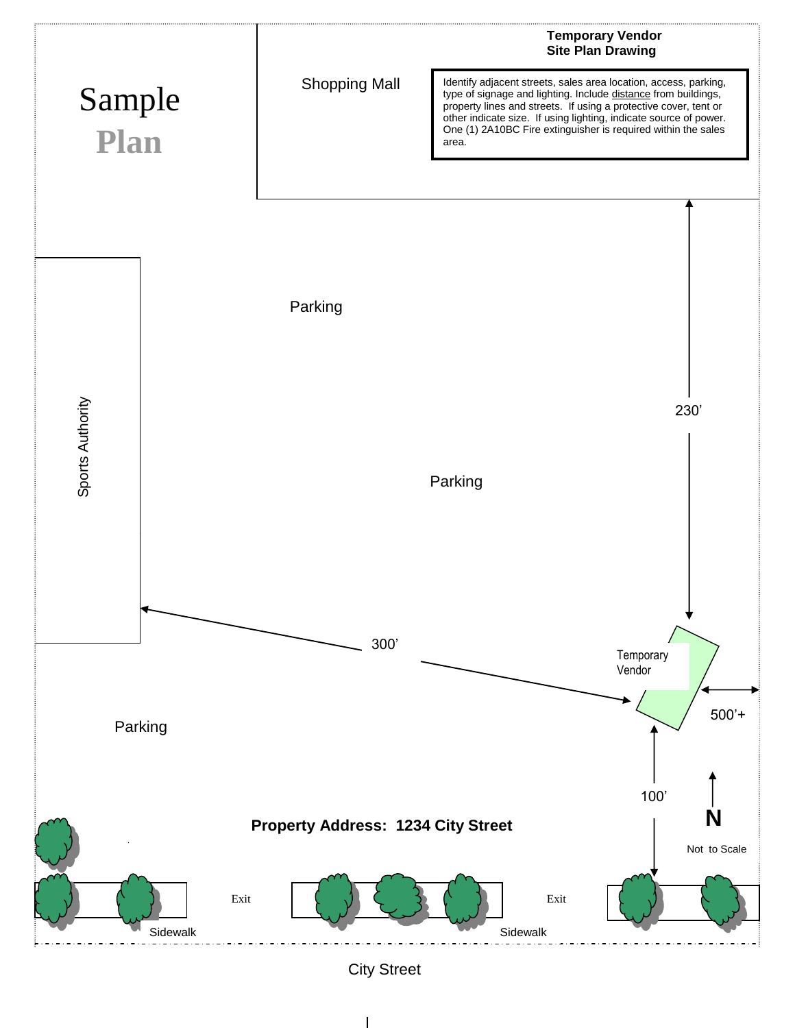# Sample Plan

**Temporary Vendor**
**Site Plan Drawing**

Shopping Mall

Identify adjacent streets, sales area location, access, parking, type of signage and lighting. Include distance from buildings, property lines and streets. If using a protective cover, tent or other indicate size. If using lighting, indicate source of power. One (1) 2A10BC Fire extinguisher is required within the sales area.

Parking

230'

Sports Authority

Parking

300'

Temporary Vendor

500'+

Parking

100'

N

**Property Address: 1234 City Street**

Not to Scale

Exit

Exit

Sidewalk

Sidewalk

City Street